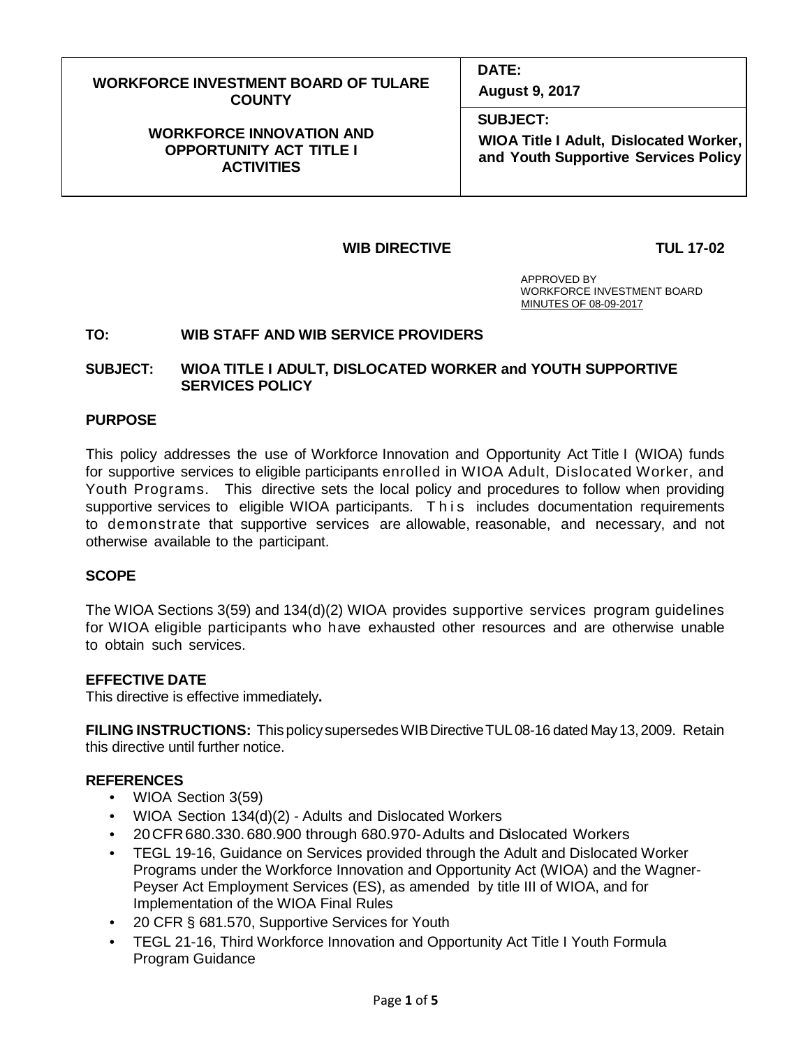| WORKFORCE INVESTMENT BOARD OF TULARE COUNTY<br><br>WORKFORCE INNOVATION AND OPPORTUNITY ACT TITLE I ACTIVITIES | **DATE:**<br>**August 9, 2017** |
| --- | --- |
| | **SUBJECT:**<br>**WIOA Title I Adult, Dislocated Worker, and Youth Supportive Services Policy** |

**WIB DIRECTIVE** **TUL 17-02**

APPROVED BY
WORKFORCE INVESTMENT BOARD
MINUTES OF 08-09-2017

**TO:** **WIB STAFF AND WIB SERVICE PROVIDERS**

**SUBJECT:** **WIOA TITLE I ADULT, DISLOCATED WORKER and YOUTH SUPPORTIVE SERVICES POLICY**

## PURPOSE

This policy addresses the use of Workforce Innovation and Opportunity Act Title I (WIOA) funds for supportive services to eligible participants enrolled in WIOA Adult, Dislocated Worker, and Youth Programs. This directive sets the local policy and procedures to follow when providing supportive services to eligible WIOA participants. This includes documentation requirements to demonstrate that supportive services are allowable, reasonable, and necessary, and not otherwise available to the participant.

## SCOPE

The WIOA Sections 3(59) and 134(d)(2) WIOA provides supportive services program guidelines for WIOA eligible participants who have exhausted other resources and are otherwise unable to obtain such services.

## EFFECTIVE DATE

This directive is effective immediately**.**

**FILING INSTRUCTIONS:** This policy supersedes WIB Directive TUL 08-16 dated May 13, 2009. Retain this directive until further notice.

## REFERENCES

- WIOA Section 3(59)
- WIOA Section 134(d)(2) - Adults and Dislocated Workers
- 20 CFR 680.330. 680.900 through 680.970-Adults and Dislocated Workers
- TEGL 19-16, Guidance on Services provided through the Adult and Dislocated Worker Programs under the Workforce Innovation and Opportunity Act (WIOA) and the Wagner-Peyser Act Employment Services (ES), as amended by title III of WIOA, and for Implementation of the WIOA Final Rules
- 20 CFR § 681.570, Supportive Services for Youth
- TEGL 21-16, Third Workforce Innovation and Opportunity Act Title I Youth Formula Program Guidance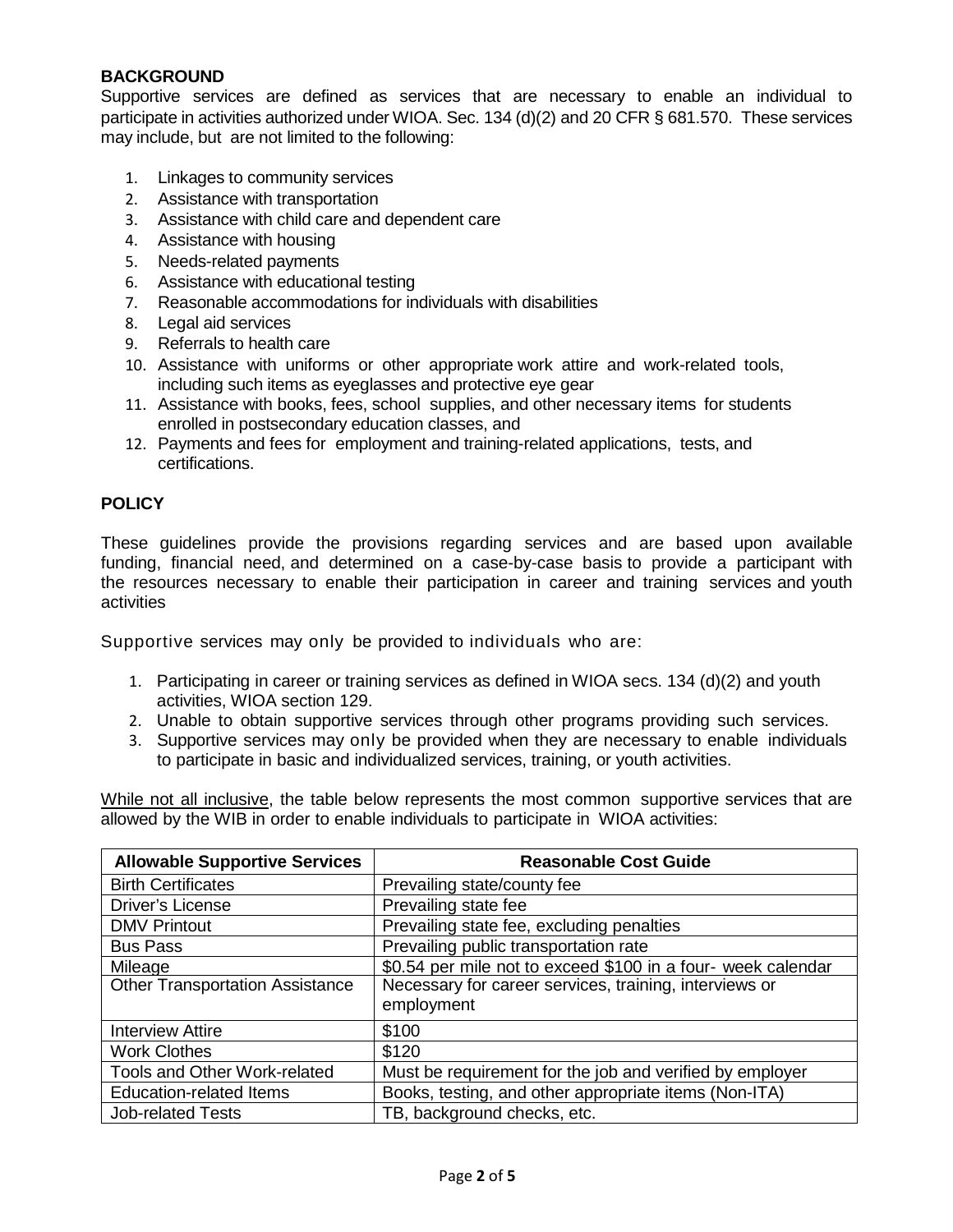**BACKGROUND**

Supportive services are defined as services that are necessary to enable an individual to participate in activities authorized under WIOA. Sec. 134 (d)(2) and 20 CFR § 681.570. These services may include, but are not limited to the following:

1. Linkages to community services
2. Assistance with transportation
3. Assistance with child care and dependent care
4. Assistance with housing
5. Needs-related payments
6. Assistance with educational testing
7. Reasonable accommodations for individuals with disabilities
8. Legal aid services
9. Referrals to health care
10. Assistance with uniforms or other appropriate work attire and work-related tools, including such items as eyeglasses and protective eye gear
11. Assistance with books, fees, school supplies, and other necessary items for students enrolled in postsecondary education classes, and
12. Payments and fees for employment and training-related applications, tests, and certifications.

**POLICY**

These guidelines provide the provisions regarding services and are based upon available funding, financial need, and determined on a case-by-case basis to provide a participant with the resources necessary to enable their participation in career and training services and youth activities

Supportive services may only be provided to individuals who are:

1. Participating in career or training services as defined in WIOA secs. 134 (d)(2) and youth activities, WIOA section 129.
2. Unable to obtain supportive services through other programs providing such services.
3. Supportive services may only be provided when they are necessary to enable individuals to participate in basic and individualized services, training, or youth activities.

While not all inclusive, the table below represents the most common supportive services that are allowed by the WIB in order to enable individuals to participate in WIOA activities:

| Allowable Supportive Services | Reasonable Cost Guide |
|---|---|
| Birth Certificates | Prevailing state/county fee |
| Driver's License | Prevailing state fee |
| DMV Printout | Prevailing state fee, excluding penalties |
| Bus Pass | Prevailing public transportation rate |
| Mileage | $0.54 per mile not to exceed $100 in a four- week calendar |
| Other Transportation Assistance | Necessary for career services, training, interviews or employment |
| Interview Attire | $100 |
| Work Clothes | $120 |
| Tools and Other Work-related | Must be requirement for the job and verified by employer |
| Education-related Items | Books, testing, and other appropriate items (Non-ITA) |
| Job-related Tests | TB, background checks, etc. |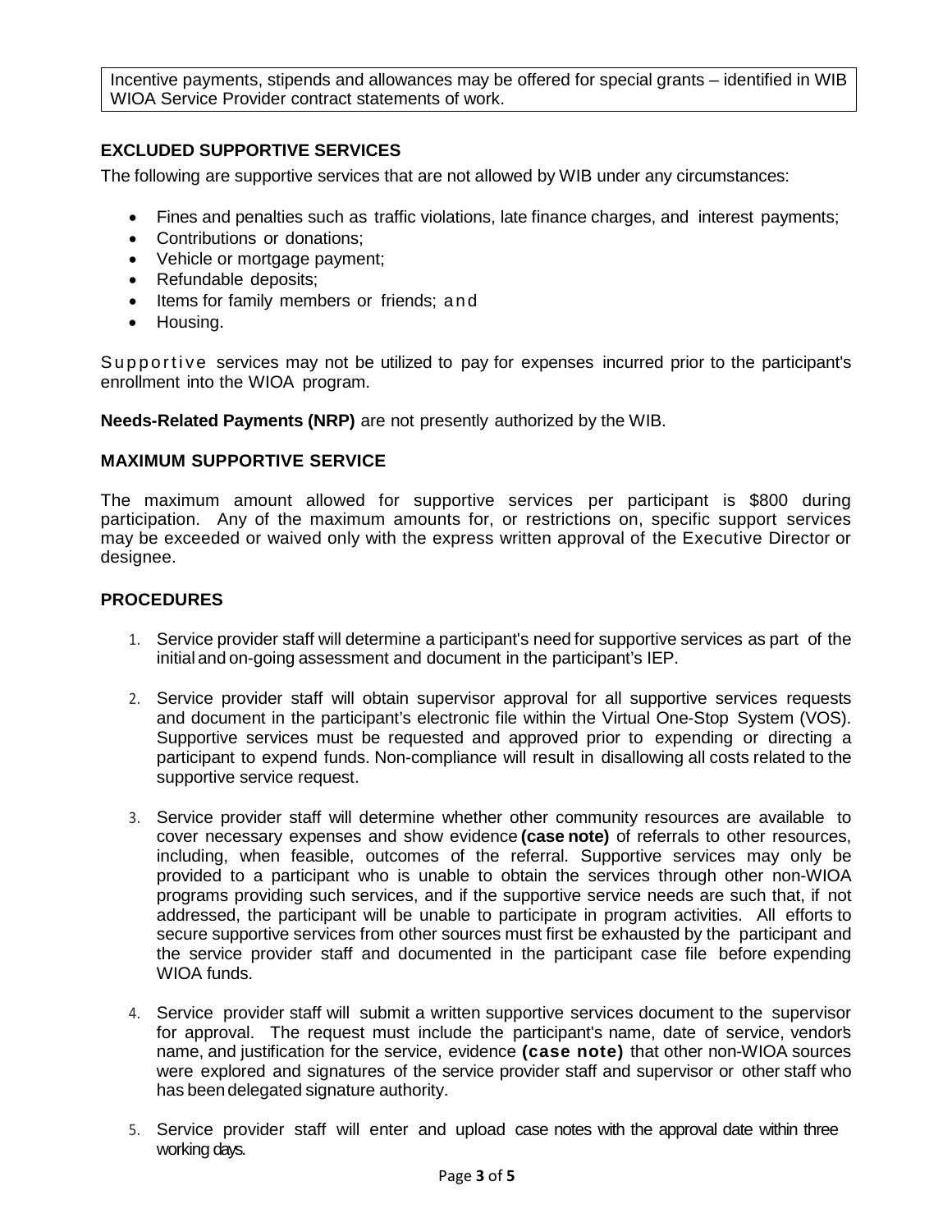Incentive payments, stipends and allowances may be offered for special grants – identified in WIB WIOA Service Provider contract statements of work.

## EXCLUDED SUPPORTIVE SERVICES

The following are supportive services that are not allowed by WIB under any circumstances:

- Fines and penalties such as traffic violations, late finance charges, and interest payments;
- Contributions or donations;
- Vehicle or mortgage payment;
- Refundable deposits;
- Items for family members or friends; and
- Housing.

Supportive services may not be utilized to pay for expenses incurred prior to the participant's enrollment into the WIOA program.

**Needs-Related Payments (NRP)** are not presently authorized by the WIB.

## MAXIMUM SUPPORTIVE SERVICE

The maximum amount allowed for supportive services per participant is $800 during participation. Any of the maximum amounts for, or restrictions on, specific support services may be exceeded or waived only with the express written approval of the Executive Director or designee.

## PROCEDURES

1. Service provider staff will determine a participant's need for supportive services as part of the initial and on-going assessment and document in the participant's IEP.

2. Service provider staff will obtain supervisor approval for all supportive services requests and document in the participant's electronic file within the Virtual One-Stop System (VOS). Supportive services must be requested and approved prior to expending or directing a participant to expend funds. Non-compliance will result in disallowing all costs related to the supportive service request.

3. Service provider staff will determine whether other community resources are available to cover necessary expenses and show evidence **(case note)** of referrals to other resources, including, when feasible, outcomes of the referral. Supportive services may only be provided to a participant who is unable to obtain the services through other non-WIOA programs providing such services, and if the supportive service needs are such that, if not addressed, the participant will be unable to participate in program activities. All efforts to secure supportive services from other sources must first be exhausted by the participant and the service provider staff and documented in the participant case file before expending WIOA funds.

4. Service provider staff will submit a written supportive services document to the supervisor for approval. The request must include the participant's name, date of service, vendor's name, and justification for the service, evidence **(case note)** that other non-WIOA sources were explored and signatures of the service provider staff and supervisor or other staff who has been delegated signature authority.

5. Service provider staff will enter and upload case notes with the approval date within three working days.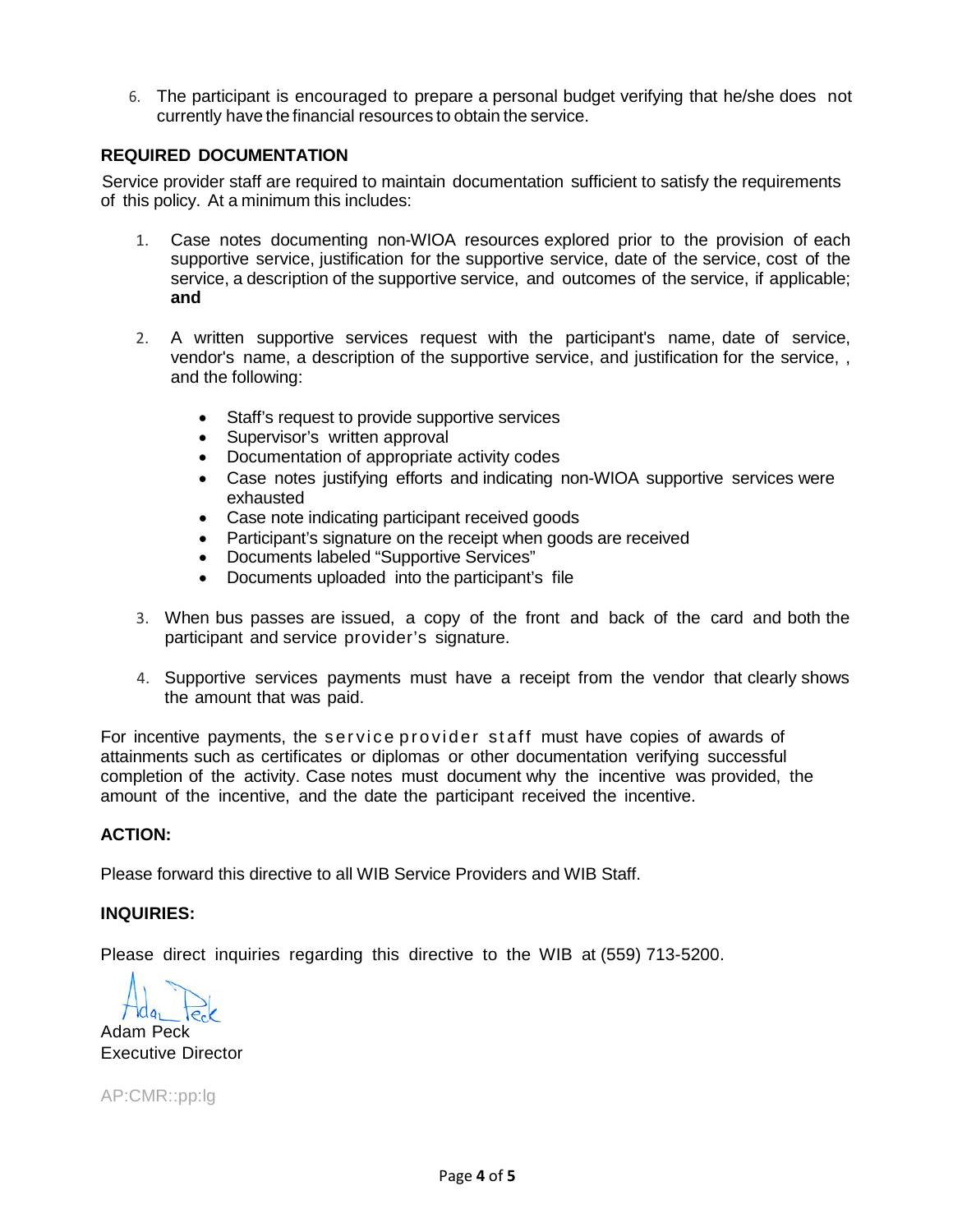6. The participant is encouraged to prepare a personal budget verifying that he/she does not currently have the financial resources to obtain the service.

**REQUIRED DOCUMENTATION**

Service provider staff are required to maintain documentation sufficient to satisfy the requirements of this policy. At a minimum this includes:

1. Case notes documenting non-WIOA resources explored prior to the provision of each supportive service, justification for the supportive service, date of the service, cost of the service, a description of the supportive service, and outcomes of the service, if applicable; **and**

2. A written supportive services request with the participant's name, date of service, vendor's name, a description of the supportive service, and justification for the service, , and the following:

   - Staff's request to provide supportive services
   - Supervisor's written approval
   - Documentation of appropriate activity codes
   - Case notes justifying efforts and indicating non-WIOA supportive services were exhausted
   - Case note indicating participant received goods
   - Participant's signature on the receipt when goods are received
   - Documents labeled "Supportive Services"
   - Documents uploaded into the participant's file

3. When bus passes are issued, a copy of the front and back of the card and both the participant and service provider's signature.

4. Supportive services payments must have a receipt from the vendor that clearly shows the amount that was paid.

For incentive payments, the service provider staff must have copies of awards of attainments such as certificates or diplomas or other documentation verifying successful completion of the activity. Case notes must document why the incentive was provided, the amount of the incentive, and the date the participant received the incentive.

**ACTION:**

Please forward this directive to all WIB Service Providers and WIB Staff.

**INQUIRIES:**

Please direct inquiries regarding this directive to the WIB at (559) 713-5200.

Adam Peck
Executive Director

AP:CMR::pp:lg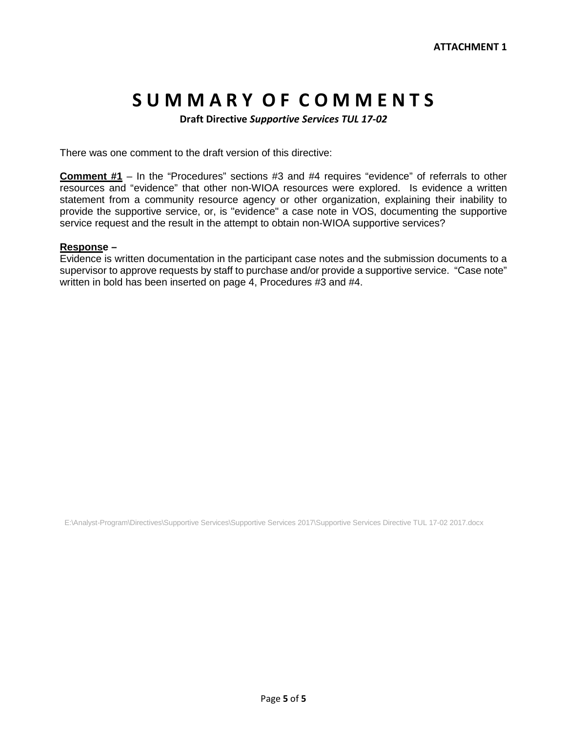**ATTACHMENT 1**

# SUMMARY OF COMMENTS

**Draft Directive *Supportive Services TUL 17-02***

There was one comment to the draft version of this directive:

**Comment #1** – In the "Procedures" sections #3 and #4 requires "evidence" of referrals to other resources and "evidence" that other non-WIOA resources were explored. Is evidence a written statement from a community resource agency or other organization, explaining their inability to provide the supportive service, or, is "evidence" a case note in VOS, documenting the supportive service request and the result in the attempt to obtain non-WIOA supportive services?

**Response –**
Evidence is written documentation in the participant case notes and the submission documents to a supervisor to approve requests by staff to purchase and/or provide a supportive service. "Case note" written in bold has been inserted on page 4, Procedures #3 and #4.

E:\Analyst-Program\Directives\Supportive Services\Supportive Services 2017\Supportive Services Directive TUL 17-02 2017.docx